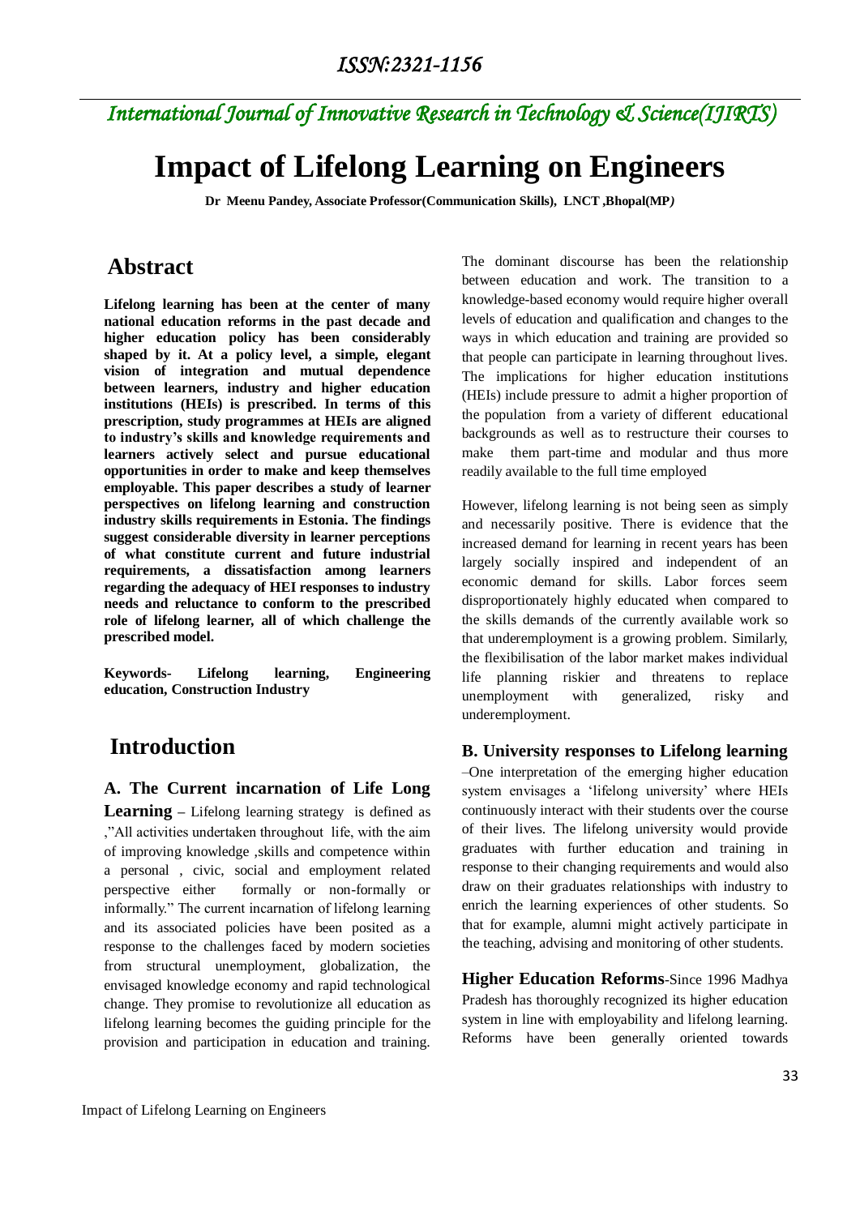ISSN:2321-1156

*International Journal of Innovative Research in Technology & Science(IJIRTS)*

# Impact of Lifelong Learning on Engineers

**Dr Meenu Pandey, Associate Professor(Communication Skills), LNCT ,Bhopal(MP)**

## Abstract

**Lifelong learning has been at the center of many national education reforms in the past decade and higher education policy has been considerably shaped by it. At a policy level, a simple, elegant vision of integration and mutual dependence between learners, industry and higher education institutions (HEIs) is prescribed. In terms of this prescription, study programmes at HEIs are aligned to industry's skills and knowledge requirements and learners actively select and pursue educational opportunities in order to make and keep themselves employable. This paper describes a study of learner perspectives on lifelong learning and construction industry skills requirements in Estonia. The findings suggest considerable diversity in learner perceptions of what constitute current and future industrial requirements, a dissatisfaction among learners regarding the adequacy of HEI responses to industry needs and reluctance to conform to the prescribed role of lifelong learner, all of which challenge the prescribed model.**

**Keywords- Lifelong learning, Engineering education, Construction Industry**

## Introduction

### A. The Current incarnation of Life Long Learning –

Lifelong learning strategy is defined as ,"All activities undertaken throughout life, with the aim of improving knowledge ,skills and competence within a personal , civic, social and employment related perspective either formally or non-formally or informally." The current incarnation of lifelong learning and its associated policies have been posited as a response to the challenges faced by modern societies from structural unemployment, globalization, the envisaged knowledge economy and rapid technological change. They promise to revolutionize all education as lifelong learning becomes the guiding principle for the provision and participation in education and training. The dominant discourse has been the relationship between education and work. The transition to a knowledge-based economy would require higher overall levels of education and qualification and changes to the ways in which education and training are provided so that people can participate in learning throughout lives. The implications for higher education institutions (HEIs) include pressure to admit a higher proportion of the population from a variety of different educational backgrounds as well as to restructure their courses to make them part-time and modular and thus more readily available to the full time employed

However, lifelong learning is not being seen as simply and necessarily positive. There is evidence that the increased demand for learning in recent years has been largely socially inspired and independent of an economic demand for skills. Labor forces seem disproportionately highly educated when compared to the skills demands of the currently available work so that underemployment is a growing problem. Similarly, the flexibilisation of the labor market makes individual life planning riskier and threatens to replace unemployment with generalized, risky and underemployment.

### B. University responses to Lifelong learning

–One interpretation of the emerging higher education system envisages a 'lifelong university' where HEIs continuously interact with their students over the course of their lives. The lifelong university would provide graduates with further education and training in response to their changing requirements and would also draw on their graduates relationships with industry to enrich the learning experiences of other students. So that for example, alumni might actively participate in the teaching, advising and monitoring of other students.

**Higher Education Reforms**-Since 1996 Madhya Pradesh has thoroughly recognized its higher education system in line with employability and lifelong learning. Reforms have been generally oriented towards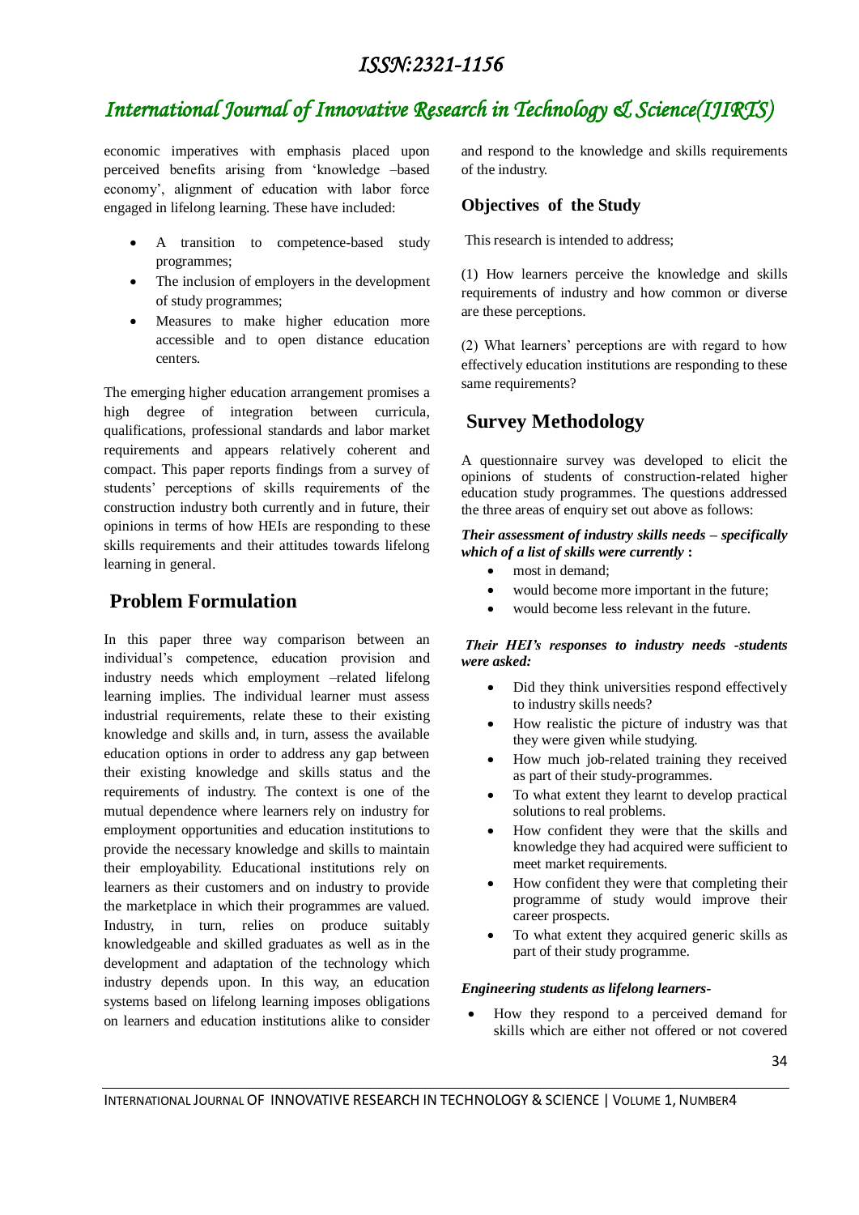economic imperatives with emphasis placed upon perceived benefits arising from 'knowledge –based economy', alignment of education with labor force engaged in lifelong learning. These have included:

- A transition to competence-based study programmes;
- The inclusion of employers in the development of study programmes;
- Measures to make higher education more accessible and to open distance education centers.

The emerging higher education arrangement promises a high degree of integration between curricula, qualifications, professional standards and labor market requirements and appears relatively coherent and compact. This paper reports findings from a survey of students' perceptions of skills requirements of the construction industry both currently and in future, their opinions in terms of how HEIs are responding to these skills requirements and their attitudes towards lifelong learning in general.

## Problem Formulation

In this paper three way comparison between an individual's competence, education provision and industry needs which employment –related lifelong learning implies. The individual learner must assess industrial requirements, relate these to their existing knowledge and skills and, in turn, assess the available education options in order to address any gap between their existing knowledge and skills status and the requirements of industry. The context is one of the mutual dependence where learners rely on industry for employment opportunities and education institutions to provide the necessary knowledge and skills to maintain their employability. Educational institutions rely on learners as their customers and on industry to provide the marketplace in which their programmes are valued. Industry, in turn, relies on produce suitably knowledgeable and skilled graduates as well as in the development and adaptation of the technology which industry depends upon. In this way, an education systems based on lifelong learning imposes obligations on learners and education institutions alike to consider and respond to the knowledge and skills requirements of the industry.

### Objectives of the Study

This research is intended to address;

(1) How learners perceive the knowledge and skills requirements of industry and how common or diverse are these perceptions.

(2) What learners' perceptions are with regard to how effectively education institutions are responding to these same requirements?

## Survey Methodology

A questionnaire survey was developed to elicit the opinions of students of construction-related higher education study programmes. The questions addressed the three areas of enquiry set out above as follows:

***Their assessment of industry skills needs – specifically which of a list of skills were currently*** **:**

- most in demand;
- would become more important in the future;
- would become less relevant in the future.

***Their HEI's responses to industry needs -students were asked:***

- Did they think universities respond effectively to industry skills needs?
- How realistic the picture of industry was that they were given while studying.
- How much job-related training they received as part of their study-programmes.
- To what extent they learnt to develop practical solutions to real problems.
- How confident they were that the skills and knowledge they had acquired were sufficient to meet market requirements.
- How confident they were that completing their programme of study would improve their career prospects.
- To what extent they acquired generic skills as part of their study programme.

***Engineering students as lifelong learners-***

- How they respond to a perceived demand for skills which are either not offered or not covered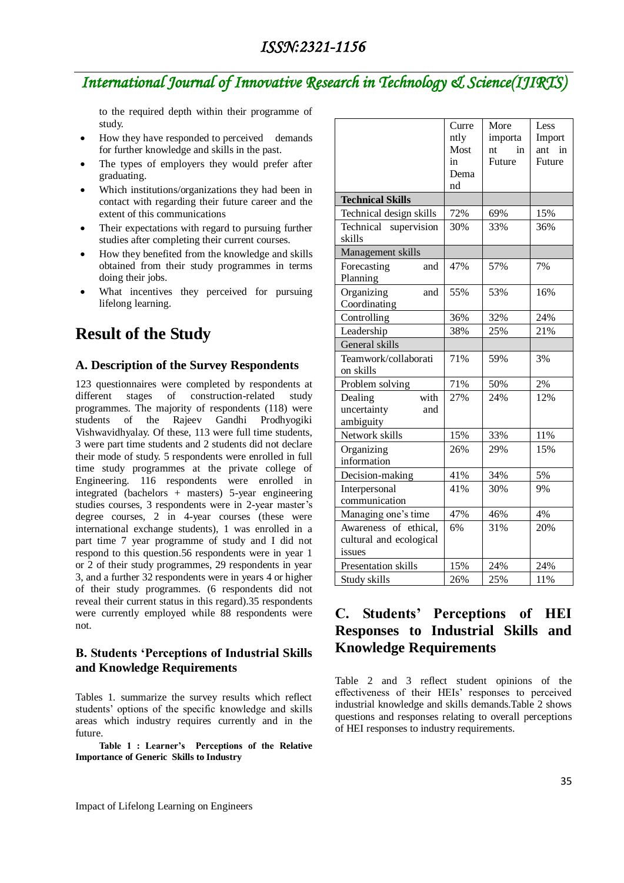to the required depth within their programme of study.

- How they have responded to perceived demands for further knowledge and skills in the past.
- The types of employers they would prefer after graduating.
- Which institutions/organizations they had been in contact with regarding their future career and the extent of this communications
- Their expectations with regard to pursuing further studies after completing their current courses.
- How they benefited from the knowledge and skills obtained from their study programmes in terms doing their jobs.
- What incentives they perceived for pursuing lifelong learning.

# Result of the Study

## A. Description of the Survey Respondents

123 questionnaires were completed by respondents at different stages of construction-related study programmes. The majority of respondents (118) were students of the Rajeev Gandhi Prodhyogiki Vishwavidhyalay. Of these, 113 were full time students, 3 were part time students and 2 students did not declare their mode of study. 5 respondents were enrolled in full time study programmes at the private college of Engineering. 116 respondents were enrolled in integrated (bachelors + masters) 5-year engineering studies courses, 3 respondents were in 2-year master's degree courses, 2 in 4-year courses (these were international exchange students), 1 was enrolled in a part time 7 year programme of study and I did not respond to this question.56 respondents were in year 1 or 2 of their study programmes, 29 respondents in year 3, and a further 32 respondents were in years 4 or higher of their study programmes. (6 respondents did not reveal their current status in this regard).35 respondents were currently employed while 88 respondents were not.

## B. Students 'Perceptions of Industrial Skills and Knowledge Requirements

Tables 1. summarize the survey results which reflect students' options of the specific knowledge and skills areas which industry requires currently and in the future.

**Table 1 : Learner's Perceptions of the Relative Importance of Generic Skills to Industry**

| | Currently Most in Demand | More important in Future | Less Important in Future |
|---|---|---|---|
| **Technical Skills** | | | |
| Technical design skills | 72% | 69% | 15% |
| Technical supervision skills | 30% | 33% | 36% |
| Management skills | | | |
| Forecasting and Planning | 47% | 57% | 7% |
| Organizing and Coordinating | 55% | 53% | 16% |
| Controlling | 36% | 32% | 24% |
| Leadership | 38% | 25% | 21% |
| General skills | | | |
| Teamwork/collaboration skills | 71% | 59% | 3% |
| Problem solving | 71% | 50% | 2% |
| Dealing with uncertainty and ambiguity | 27% | 24% | 12% |
| Network skills | 15% | 33% | 11% |
| Organizing information | 26% | 29% | 15% |
| Decision-making | 41% | 34% | 5% |
| Interpersonal communication | 41% | 30% | 9% |
| Managing one's time | 47% | 46% | 4% |
| Awareness of ethical, cultural and ecological issues | 6% | 31% | 20% |
| Presentation skills | 15% | 24% | 24% |
| Study skills | 26% | 25% | 11% |

## C. Students' Perceptions of HEI Responses to Industrial Skills and Knowledge Requirements

Table 2 and 3 reflect student opinions of the effectiveness of their HEIs' responses to perceived industrial knowledge and skills demands.Table 2 shows questions and responses relating to overall perceptions of HEI responses to industry requirements.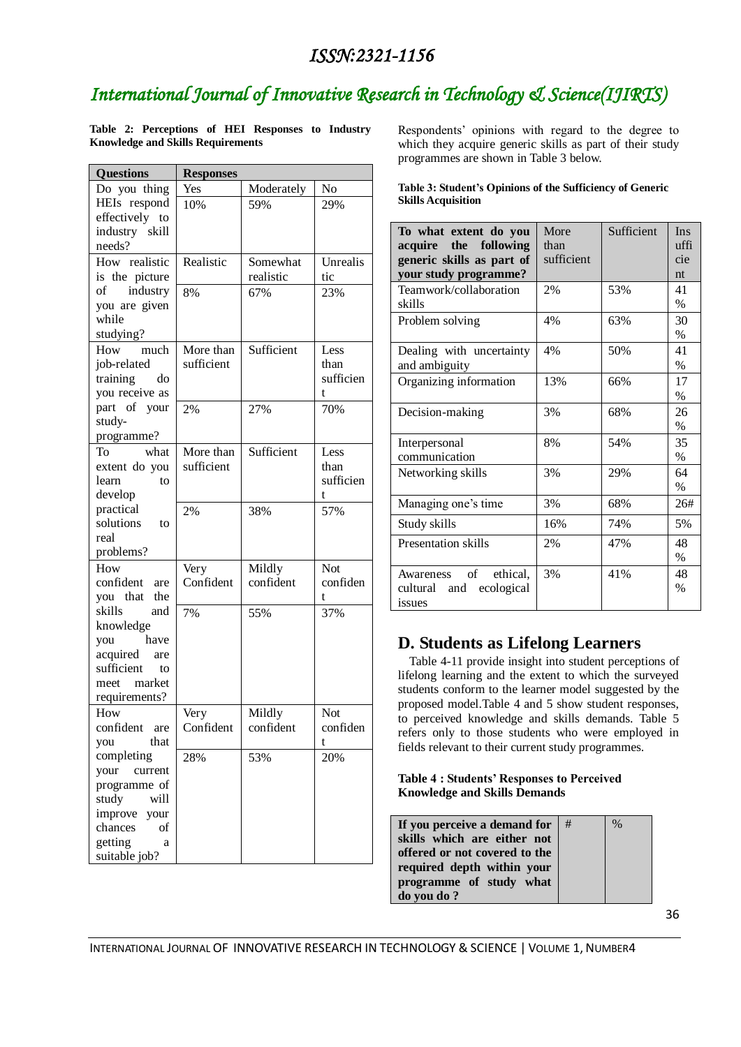**Table 2: Perceptions of HEI Responses to Industry Knowledge and Skills Requirements**

| Questions | Responses | | |
|---|---|---|---|
| Do you thing HEIs respond effectively to industry skill needs? | Yes | Moderately | No |
| | 10% | 59% | 29% |
| How realistic is the picture of industry you are given while studying? | Realistic | Somewhat realistic | Unrealistic |
| | 8% | 67% | 23% |
| How much job-related training do you receive as part of your study-programme? | More than sufficient | Sufficient | Less than sufficient |
| | 2% | 27% | 70% |
| To what extent do you learn to develop practical solutions to real problems? | More than sufficient | Sufficient | Less than sufficient |
| | 2% | 38% | 57% |
| How confident are you that the skills and knowledge you have acquired are sufficient to meet market requirements? | Very Confident | Mildly confident | Not confident |
| | 7% | 55% | 37% |
| How confident are you that completing your current programme of study will improve your chances of getting a suitable job? | Very Confident | Mildly confident | Not confident |
| | 28% | 53% | 20% |

Respondents' opinions with regard to the degree to which they acquire generic skills as part of their study programmes are shown in Table 3 below.

**Table 3: Student's Opinions of the Sufficiency of Generic Skills Acquisition**

| To what extent do you acquire the following generic skills as part of your study programme? | More than sufficient | Sufficient | Insufficient |
|---|---|---|---|
| Teamwork/collaboration skills | 2% | 53% | 41 % |
| Problem solving | 4% | 63% | 30 % |
| Dealing with uncertainty and ambiguity | 4% | 50% | 41 % |
| Organizing information | 13% | 66% | 17 % |
| Decision-making | 3% | 68% | 26 % |
| Interpersonal communication | 8% | 54% | 35 % |
| Networking skills | 3% | 29% | 64 % |
| Managing one's time | 3% | 68% | 26# |
| Study skills | 16% | 74% | 5% |
| Presentation skills | 2% | 47% | 48 % |
| Awareness of ethical, cultural and ecological issues | 3% | 41% | 48 % |

## D. Students as Lifelong Learners

Table 4-11 provide insight into student perceptions of lifelong learning and the extent to which the surveyed students conform to the learner model suggested by the proposed model.Table 4 and 5 show student responses, to perceived knowledge and skills demands. Table 5 refers only to those students who were employed in fields relevant to their current study programmes.

**Table 4 : Students' Responses to Perceived Knowledge and Skills Demands**

| If you perceive a demand for skills which are either not offered or not covered to the required depth within your programme of study what do you do ? | # | % |
|---|---|---|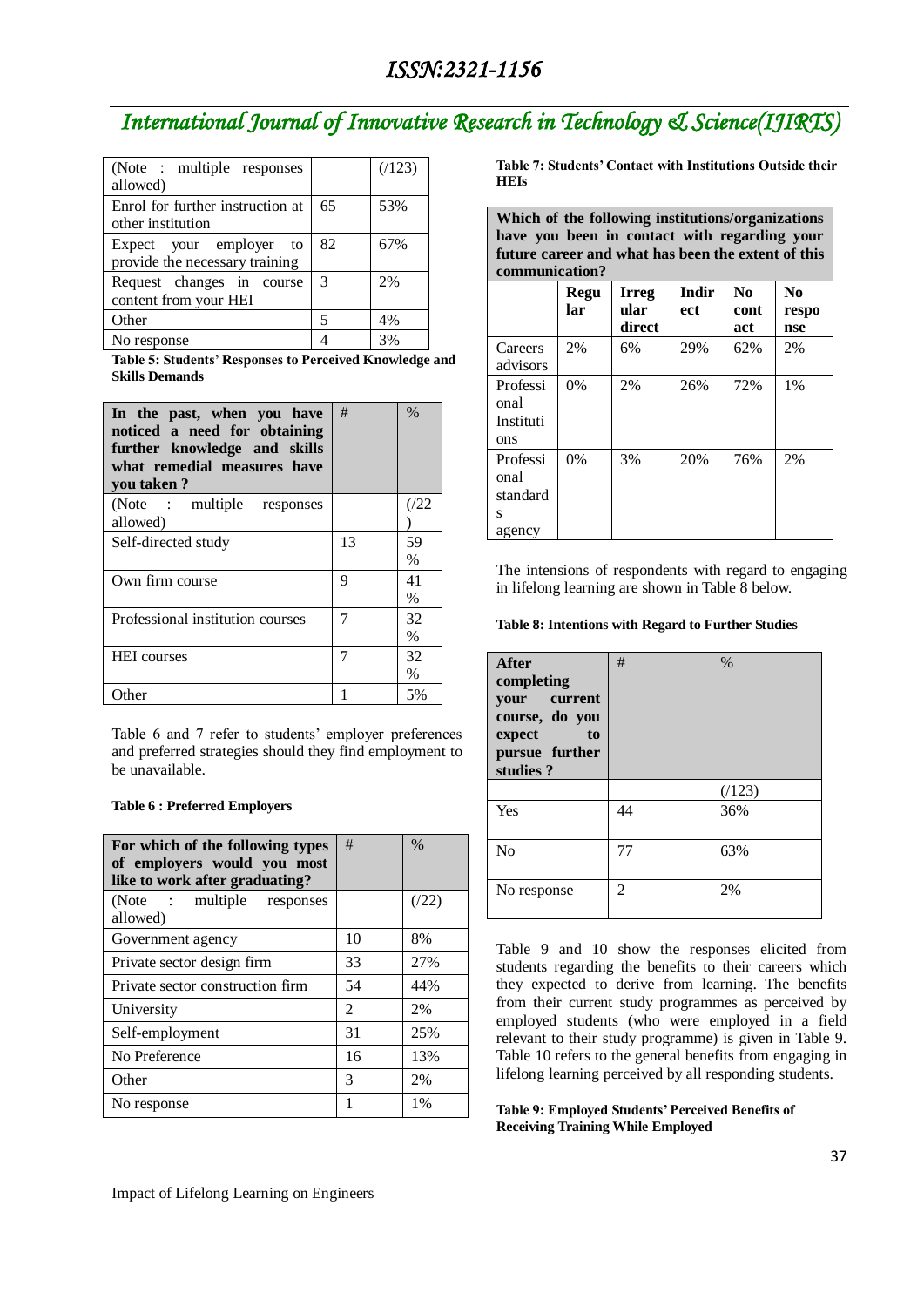| (Note : multiple responses allowed) | | (/123) |
|---|---|---|
| Enrol for further instruction at other institution | 65 | 53% |
| Expect your employer to provide the necessary training | 82 | 67% |
| Request changes in course content from your HEI | 3 | 2% |
| Other | 5 | 4% |
| No response | 4 | 3% |

**Table 5: Students' Responses to Perceived Knowledge and Skills Demands**

| In the past, when you have noticed a need for obtaining further knowledge and skills what remedial measures have you taken ? | # | % |
|---|---|---|
| (Note : multiple responses allowed) | | (/22) |
| Self-directed study | 13 | 59 % |
| Own firm course | 9 | 41 % |
| Professional institution courses | 7 | 32 % |
| HEI courses | 7 | 32 % |
| Other | 1 | 5% |

Table 6 and 7 refer to students' employer preferences and preferred strategies should they find employment to be unavailable.

**Table 6 : Preferred Employers**

| For which of the following types of employers would you most like to work after graduating? | # | % |
|---|---|---|
| (Note : multiple responses allowed) | | (/22) |
| Government agency | 10 | 8% |
| Private sector design firm | 33 | 27% |
| Private sector construction firm | 54 | 44% |
| University | 2 | 2% |
| Self-employment | 31 | 25% |
| No Preference | 16 | 13% |
| Other | 3 | 2% |
| No response | 1 | 1% |

**Table 7: Students' Contact with Institutions Outside their HEIs**

| Which of the following institutions/organizations have you been in contact with regarding your future career and what has been the extent of this communication? | | | | | |
|---|---|---|---|---|---|
| | Regular | Irregular direct | Indirect | No contact | No response |
| Careers advisors | 2% | 6% | 29% | 62% | 2% |
| Professional Institutions | 0% | 2% | 26% | 72% | 1% |
| Professional standards agency | 0% | 3% | 20% | 76% | 2% |

The intensions of respondents with regard to engaging in lifelong learning are shown in Table 8 below.

**Table 8: Intentions with Regard to Further Studies**

| After completing your current course, do you expect to pursue further studies ? | # | % |
|---|---|---|
| | | (/123) |
| Yes | 44 | 36% |
| No | 77 | 63% |
| No response | 2 | 2% |

Table 9 and 10 show the responses elicited from students regarding the benefits to their careers which they expected to derive from learning. The benefits from their current study programmes as perceived by employed students (who were employed in a field relevant to their study programme) is given in Table 9. Table 10 refers to the general benefits from engaging in lifelong learning perceived by all responding students.

**Table 9: Employed Students' Perceived Benefits of Receiving Training While Employed**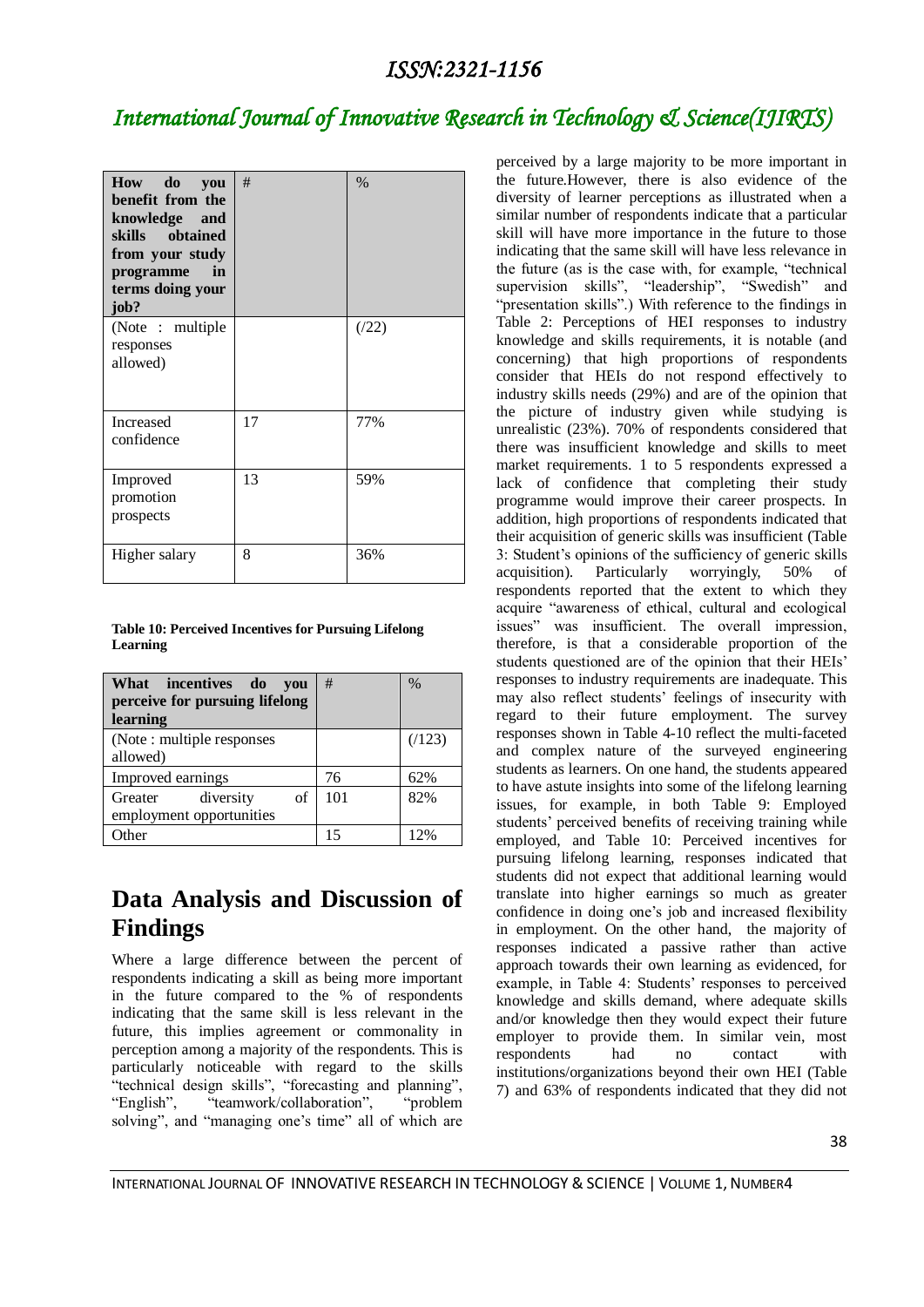| How do you benefit from the knowledge and skills obtained from your study programme in terms doing your job? | # | % |
|---|---|---|
| (Note : multiple responses allowed) | | (/22) |
| Increased confidence | 17 | 77% |
| Improved promotion prospects | 13 | 59% |
| Higher salary | 8 | 36% |

**Table 10: Perceived Incentives for Pursuing Lifelong Learning**

| What incentives do you perceive for pursuing lifelong learning | # | % |
|---|---|---|
| (Note : multiple responses allowed) | | (/123) |
| Improved earnings | 76 | 62% |
| Greater diversity of employment opportunities | 101 | 82% |
| Other | 15 | 12% |

## Data Analysis and Discussion of Findings

Where a large difference between the percent of respondents indicating a skill as being more important in the future compared to the % of respondents indicating that the same skill is less relevant in the future, this implies agreement or commonality in perception among a majority of the respondents. This is particularly noticeable with regard to the skills "technical design skills", "forecasting and planning", "English", "teamwork/collaboration", "problem solving", and "managing one's time" all of which are perceived by a large majority to be more important in the future.However, there is also evidence of the diversity of learner perceptions as illustrated when a similar number of respondents indicate that a particular skill will have more importance in the future to those indicating that the same skill will have less relevance in the future (as is the case with, for example, "technical supervision skills", "leadership", "Swedish" and "presentation skills".) With reference to the findings in Table 2: Perceptions of HEI responses to industry knowledge and skills requirements, it is notable (and concerning) that high proportions of respondents consider that HEIs do not respond effectively to industry skills needs (29%) and are of the opinion that the picture of industry given while studying is unrealistic (23%). 70% of respondents considered that there was insufficient knowledge and skills to meet market requirements. 1 to 5 respondents expressed a lack of confidence that completing their study programme would improve their career prospects. In addition, high proportions of respondents indicated that their acquisition of generic skills was insufficient (Table 3: Student's opinions of the sufficiency of generic skills acquisition). Particularly worryingly, 50% of respondents reported that the extent to which they acquire "awareness of ethical, cultural and ecological issues" was insufficient. The overall impression, therefore, is that a considerable proportion of the students questioned are of the opinion that their HEIs' responses to industry requirements are inadequate. This may also reflect students' feelings of insecurity with regard to their future employment. The survey responses shown in Table 4-10 reflect the multi-faceted and complex nature of the surveyed engineering students as learners. On one hand, the students appeared to have astute insights into some of the lifelong learning issues, for example, in both Table 9: Employed students' perceived benefits of receiving training while employed, and Table 10: Perceived incentives for pursuing lifelong learning, responses indicated that students did not expect that additional learning would translate into higher earnings so much as greater confidence in doing one's job and increased flexibility in employment. On the other hand, the majority of responses indicated a passive rather than active approach towards their own learning as evidenced, for example, in Table 4: Students' responses to perceived knowledge and skills demand, where adequate skills and/or knowledge then they would expect their future employer to provide them. In similar vein, most respondents had no contact with institutions/organizations beyond their own HEI (Table 7) and 63% of respondents indicated that they did not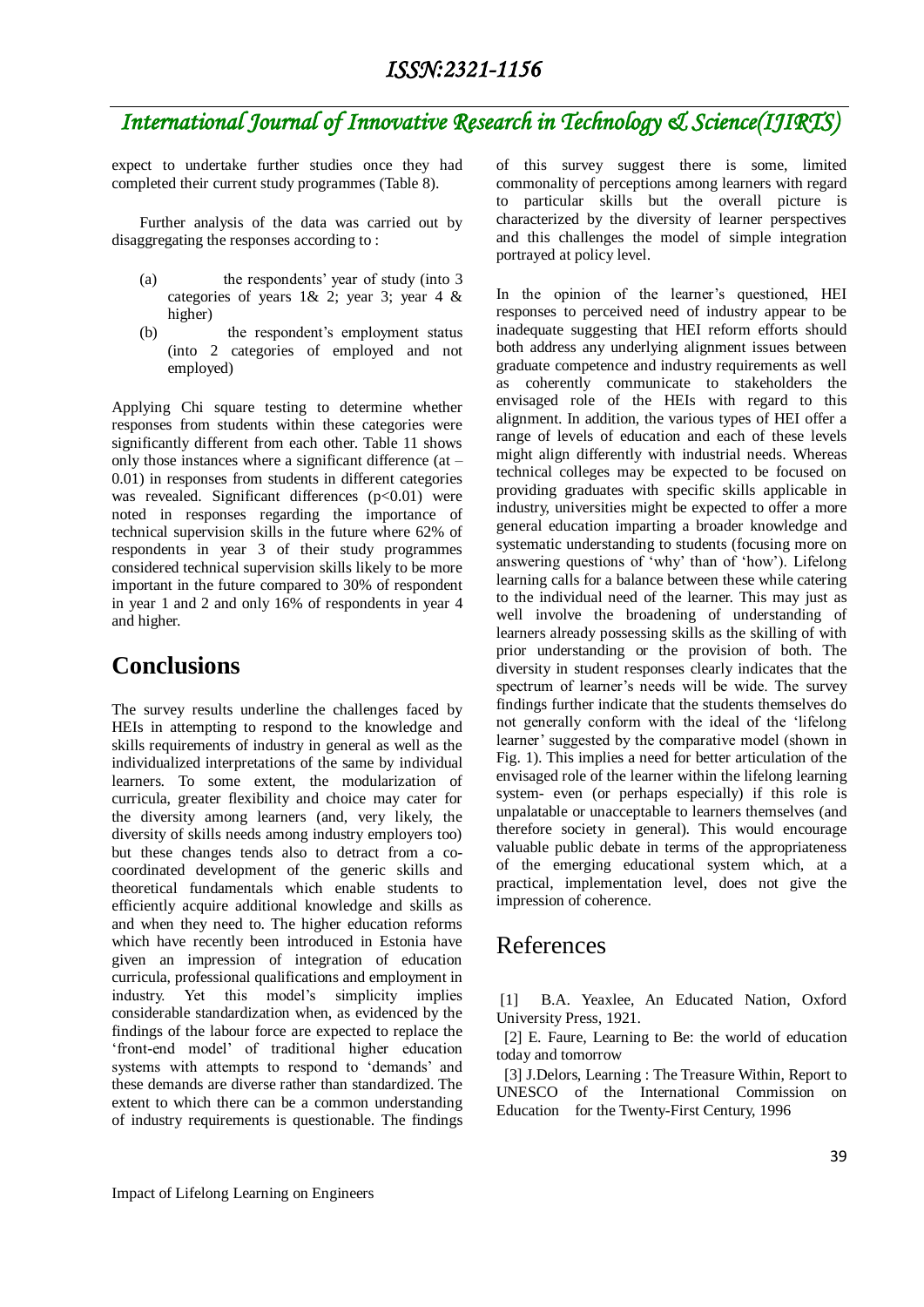expect to undertake further studies once they had completed their current study programmes (Table 8).

Further analysis of the data was carried out by disaggregating the responses according to :

(a) the respondents' year of study (into 3 categories of years 1& 2; year 3; year 4 & higher)

(b) the respondent's employment status (into 2 categories of employed and not employed)

Applying Chi square testing to determine whether responses from students within these categories were significantly different from each other. Table 11 shows only those instances where a significant difference (at – 0.01) in responses from students in different categories was revealed. Significant differences ($p<0.01$) were noted in responses regarding the importance of technical supervision skills in the future where 62% of respondents in year 3 of their study programmes considered technical supervision skills likely to be more important in the future compared to 30% of respondent in year 1 and 2 and only 16% of respondents in year 4 and higher.

# Conclusions

The survey results underline the challenges faced by HEIs in attempting to respond to the knowledge and skills requirements of industry in general as well as the individualized interpretations of the same by individual learners. To some extent, the modularization of curricula, greater flexibility and choice may cater for the diversity among learners (and, very likely, the diversity of skills needs among industry employers too) but these changes tends also to detract from a co-coordinated development of the generic skills and theoretical fundamentals which enable students to efficiently acquire additional knowledge and skills as and when they need to. The higher education reforms which have recently been introduced in Estonia have given an impression of integration of education curricula, professional qualifications and employment in industry. Yet this model's simplicity implies considerable standardization when, as evidenced by the findings of the labour force are expected to replace the 'front-end model' of traditional higher education systems with attempts to respond to 'demands' and these demands are diverse rather than standardized. The extent to which there can be a common understanding of industry requirements is questionable. The findings of this survey suggest there is some, limited commonality of perceptions among learners with regard to particular skills but the overall picture is characterized by the diversity of learner perspectives and this challenges the model of simple integration portrayed at policy level.

In the opinion of the learner's questioned, HEI responses to perceived need of industry appear to be inadequate suggesting that HEI reform efforts should both address any underlying alignment issues between graduate competence and industry requirements as well as coherently communicate to stakeholders the envisaged role of the HEIs with regard to this alignment. In addition, the various types of HEI offer a range of levels of education and each of these levels might align differently with industrial needs. Whereas technical colleges may be expected to be focused on providing graduates with specific skills applicable in industry, universities might be expected to offer a more general education imparting a broader knowledge and systematic understanding to students (focusing more on answering questions of 'why' than of 'how'). Lifelong learning calls for a balance between these while catering to the individual need of the learner. This may just as well involve the broadening of understanding of learners already possessing skills as the skilling of with prior understanding or the provision of both. The diversity in student responses clearly indicates that the spectrum of learner's needs will be wide. The survey findings further indicate that the students themselves do not generally conform with the ideal of the 'lifelong learner' suggested by the comparative model (shown in Fig. 1). This implies a need for better articulation of the envisaged role of the learner within the lifelong learning system- even (or perhaps especially) if this role is unpalatable or unacceptable to learners themselves (and therefore society in general). This would encourage valuable public debate in terms of the appropriateness of the emerging educational system which, at a practical, implementation level, does not give the impression of coherence.

# References

[1] B.A. Yeaxlee, An Educated Nation, Oxford University Press, 1921.

[2] E. Faure, Learning to Be: the world of education today and tomorrow

[3] J.Delors, Learning : The Treasure Within, Report to UNESCO of the International Commission on Education for the Twenty-First Century, 1996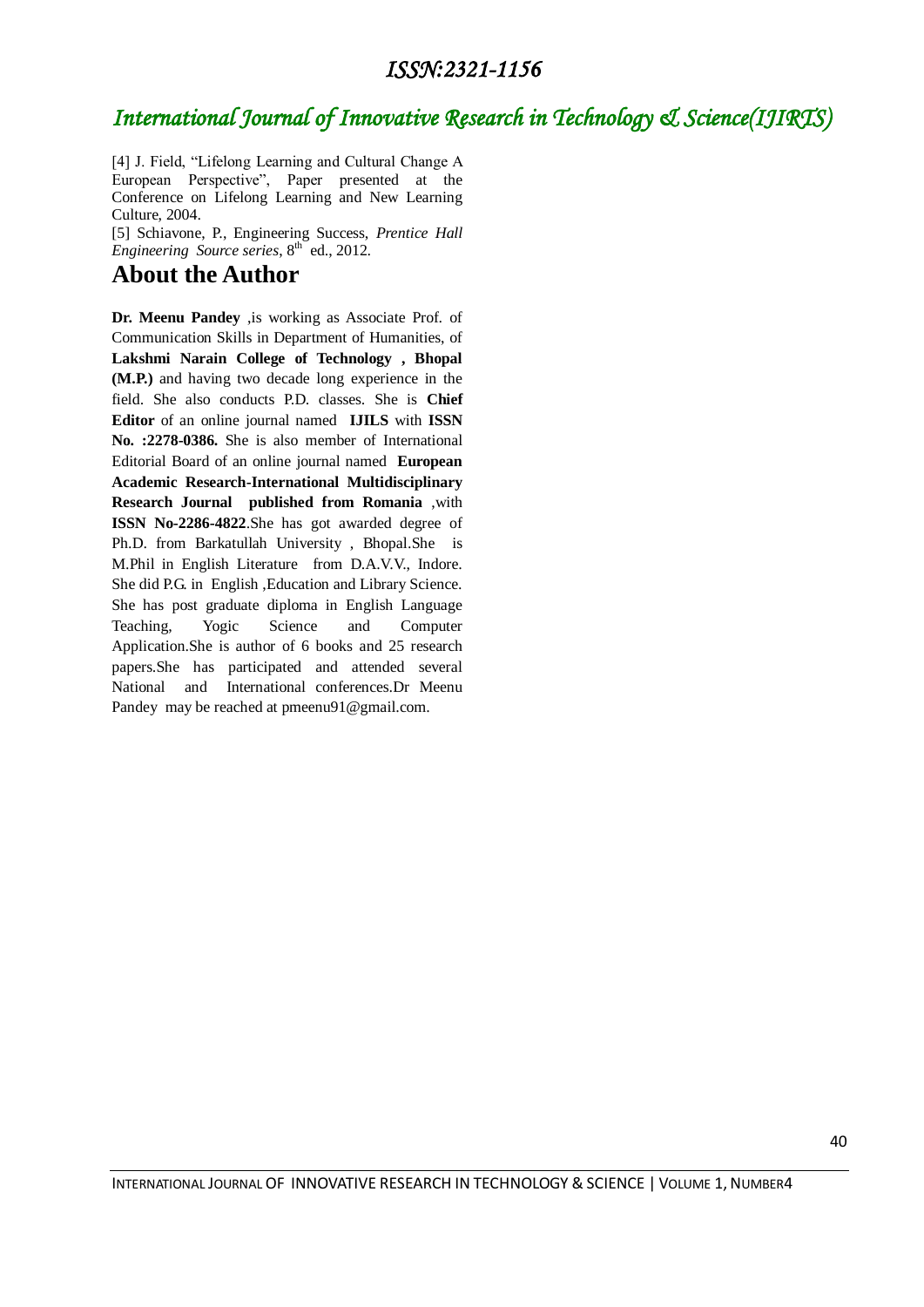[4] J. Field, "Lifelong Learning and Cultural Change A European Perspective", Paper presented at the Conference on Lifelong Learning and New Learning Culture, 2004.

[5] Schiavone, P., Engineering Success, *Prentice Hall Engineering Source series*, 8th ed., 2012.

## About the Author

**Dr. Meenu Pandey** ,is working as Associate Prof. of Communication Skills in Department of Humanities, of **Lakshmi Narain College of Technology , Bhopal (M.P.)** and having two decade long experience in the field. She also conducts P.D. classes. She is **Chief Editor** of an online journal named **IJILS** with **ISSN No. :2278-0386.** She is also member of International Editorial Board of an online journal named **European Academic Research-International Multidisciplinary Research Journal published from Romania** ,with **ISSN No-2286-4822**.She has got awarded degree of Ph.D. from Barkatullah University , Bhopal.She is M.Phil in English Literature from D.A.V.V., Indore. She did P.G. in English ,Education and Library Science. She has post graduate diploma in English Language Teaching, Yogic Science and Computer Application.She is author of 6 books and 25 research papers.She has participated and attended several National and International conferences.Dr Meenu Pandey may be reached at pmeenu91@gmail.com.